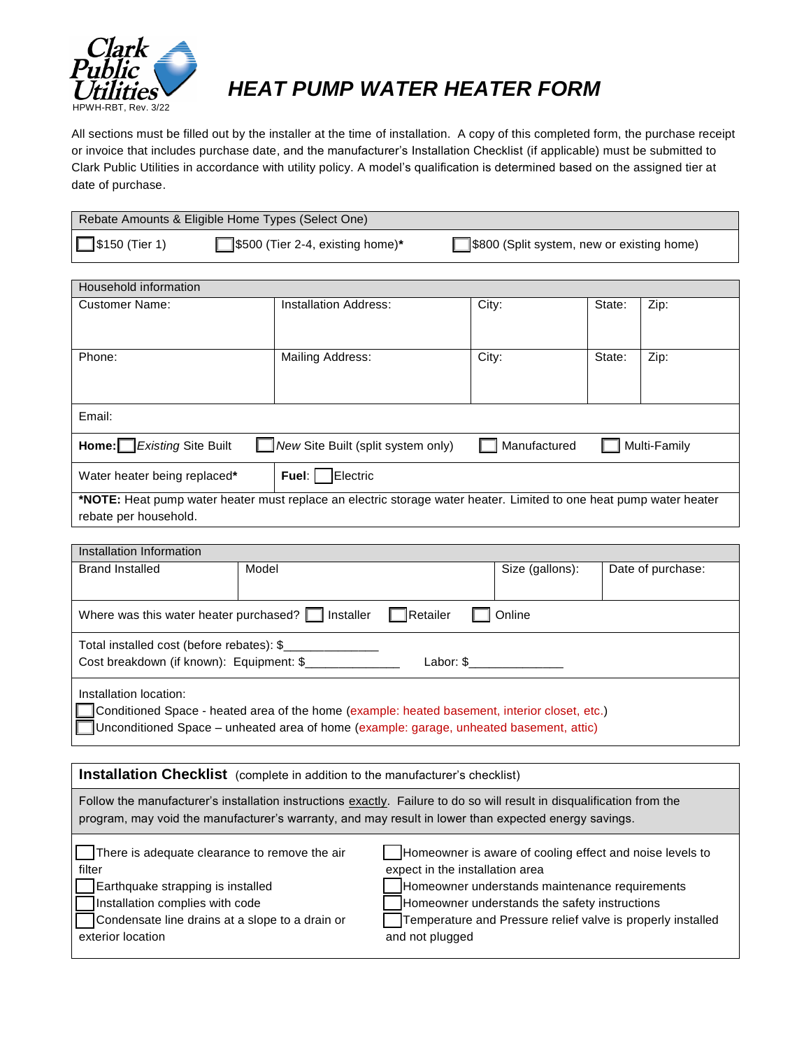Clark Public Utilities

HPWH-RBT, Rev. 3/22

# HEAT PUMP WATER HEATER FORM

All sections must be filled out by the installer at the time of installation. A copy of this completed form, the purchase receipt or invoice that includes purchase date, and the manufacturer's Installation Checklist (if applicable) must be submitted to Clark Public Utilities in accordance with utility policy. A model's qualification is determined based on the assigned tier at date of purchase.

## Rebate Amounts & Eligible Home Types (Select One)

☐ $150 (Tier 1) ☐ $500 (Tier 2-4, existing home)* ☐ $800 (Split system, new or existing home)

## Household information

| Customer Name: | Installation Address: | City: | State: | Zip: |
|---|---|---|---|---|
| Phone: | Mailing Address: | City: | State: | Zip: |

Email:

**Home:** ☐ *Existing* Site Built ☐ *New* Site Built (split system only) ☐ Manufactured ☐ Multi-Family

Water heater being replaced* **Fuel**: ☐ Electric

***NOTE:** Heat pump water heater must replace an electric storage water heater. Limited to one heat pump water heater rebate per household.

## Installation Information

| Brand Installed | Model | Size (gallons): | Date of purchase: |
|---|---|---|---|
| | | | |

Where was this water heater purchased? ☐ Installer ☐ Retailer ☐ Online

Total installed cost (before rebates): $______________
Cost breakdown (if known): Equipment: $______________ Labor: $______________

Installation location:
☐ Conditioned Space - heated area of the home (example: heated basement, interior closet, etc.)
☐ Unconditioned Space – unheated area of home (example: garage, unheated basement, attic)

## Installation Checklist (complete in addition to the manufacturer's checklist)

Follow the manufacturer's installation instructions exactly. Failure to do so will result in disqualification from the program, may void the manufacturer's warranty, and may result in lower than expected energy savings.

☐ There is adequate clearance to remove the air filter
☐ Earthquake strapping is installed
☐ Installation complies with code
☐ Condensate line drains at a slope to a drain or exterior location
☐ Homeowner is aware of cooling effect and noise levels to expect in the installation area
☐ Homeowner understands maintenance requirements
☐ Homeowner understands the safety instructions
☐ Temperature and Pressure relief valve is properly installed and not plugged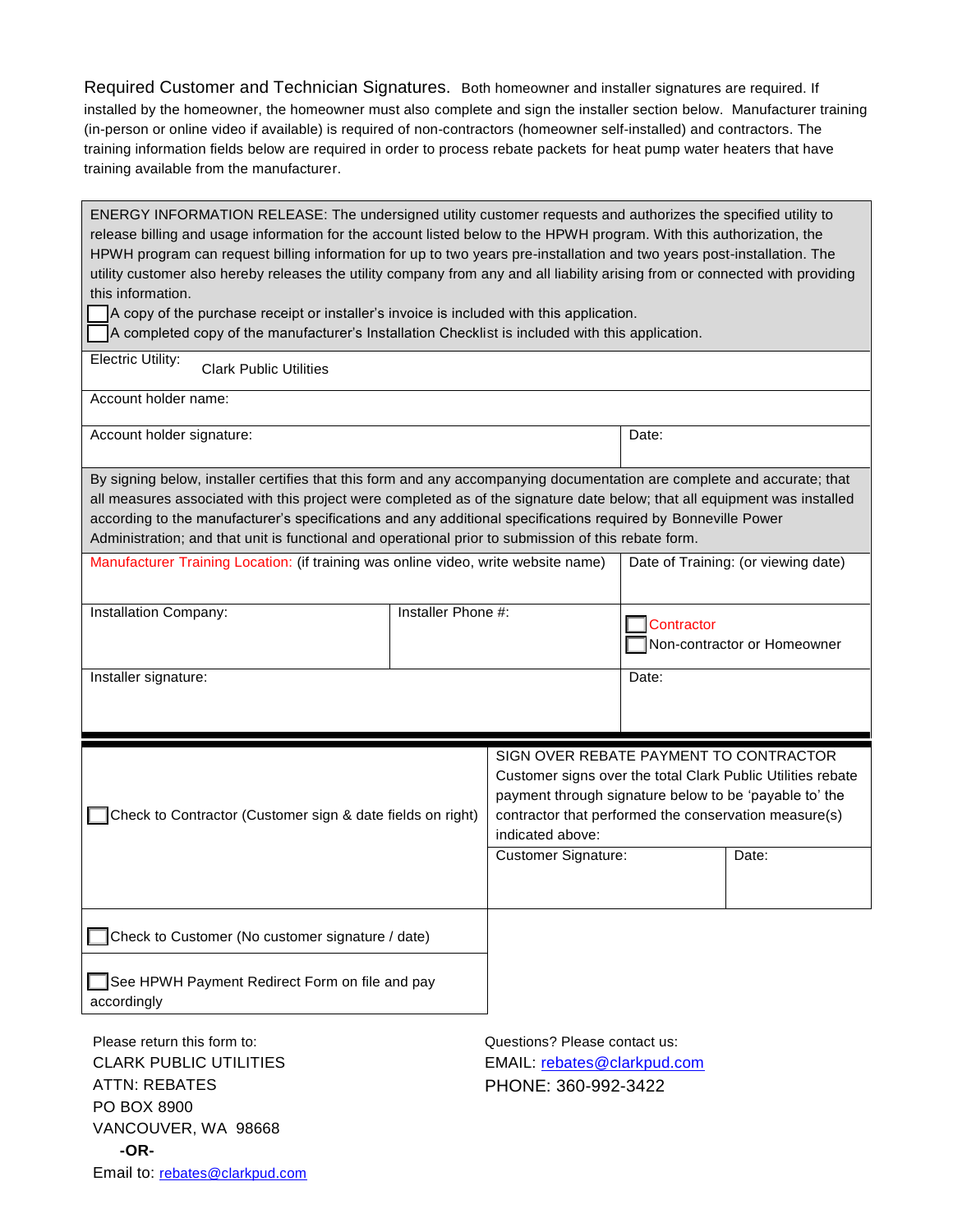**Required Customer and Technician Signatures.** Both homeowner and installer signatures are required. If installed by the homeowner, the homeowner must also complete and sign the installer section below. Manufacturer training (in-person or online video if available) is required of non-contractors (homeowner self-installed) and contractors. The training information fields below are required in order to process rebate packets for heat pump water heaters that have training available from the manufacturer.

ENERGY INFORMATION RELEASE: The undersigned utility customer requests and authorizes the specified utility to release billing and usage information for the account listed below to the HPWH program. With this authorization, the HPWH program can request billing information for up to two years pre-installation and two years post-installation. The utility customer also hereby releases the utility company from any and all liability arising from or connected with providing this information.

☐ A copy of the purchase receipt or installer's invoice is included with this application.
☐ A completed copy of the manufacturer's Installation Checklist is included with this application.

| | | |
|---|---|---|
| Electric Utility: Clark Public Utilities | | |
| Account holder name: | | |
| Account holder signature: | | Date: |

By signing below, installer certifies that this form and any accompanying documentation are complete and accurate; that all measures associated with this project were completed as of the signature date below; that all equipment was installed according to the manufacturer's specifications and any additional specifications required by Bonneville Power Administration; and that unit is functional and operational prior to submission of this rebate form.

| | | |
|---|---|---|
| Manufacturer Training Location: (if training was online video, write website name) | | Date of Training: (or viewing date) |
| Installation Company: | Installer Phone #: | ☐ Contractor<br>☐ Non-contractor or Homeowner |
| Installer signature: | | Date: |

| | | |
|---|---|---|
| ☐ Check to Contractor (Customer sign & date fields on right) | SIGN OVER REBATE PAYMENT TO CONTRACTOR<br>Customer signs over the total Clark Public Utilities rebate payment through signature below to be 'payable to' the contractor that performed the conservation measure(s) indicated above: | |
| | Customer Signature: | Date: |
| ☐ Check to Customer (No customer signature / date) | | |
| ☐ See HPWH Payment Redirect Form on file and pay accordingly | | |

Please return this form to:
CLARK PUBLIC UTILITIES
ATTN: REBATES
PO BOX 8900
VANCOUVER, WA 98668
**-OR-**
Email to: rebates@clarkpud.com

Questions? Please contact us:
EMAIL: rebates@clarkpud.com
PHONE: 360-992-3422